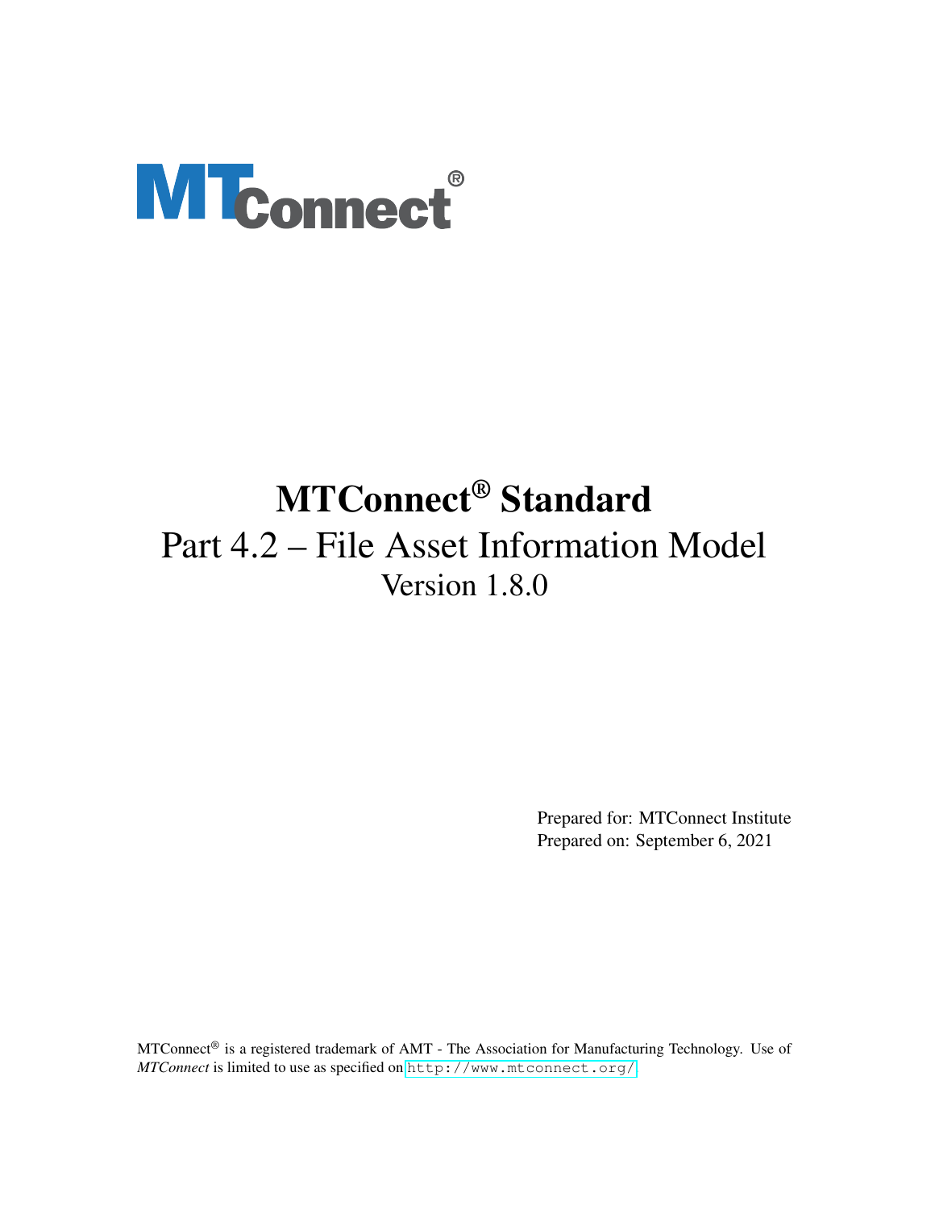# MTConnect® Standard

## Part 4.2 – File Asset Information Model

### Version 1.8.0

Prepared for: MTConnect Institute
Prepared on: September 6, 2021

MTConnect® is a registered trademark of AMT - The Association for Manufacturing Technology. Use of *MTConnect* is limited to use as specified on http://www.mtconnect.org/.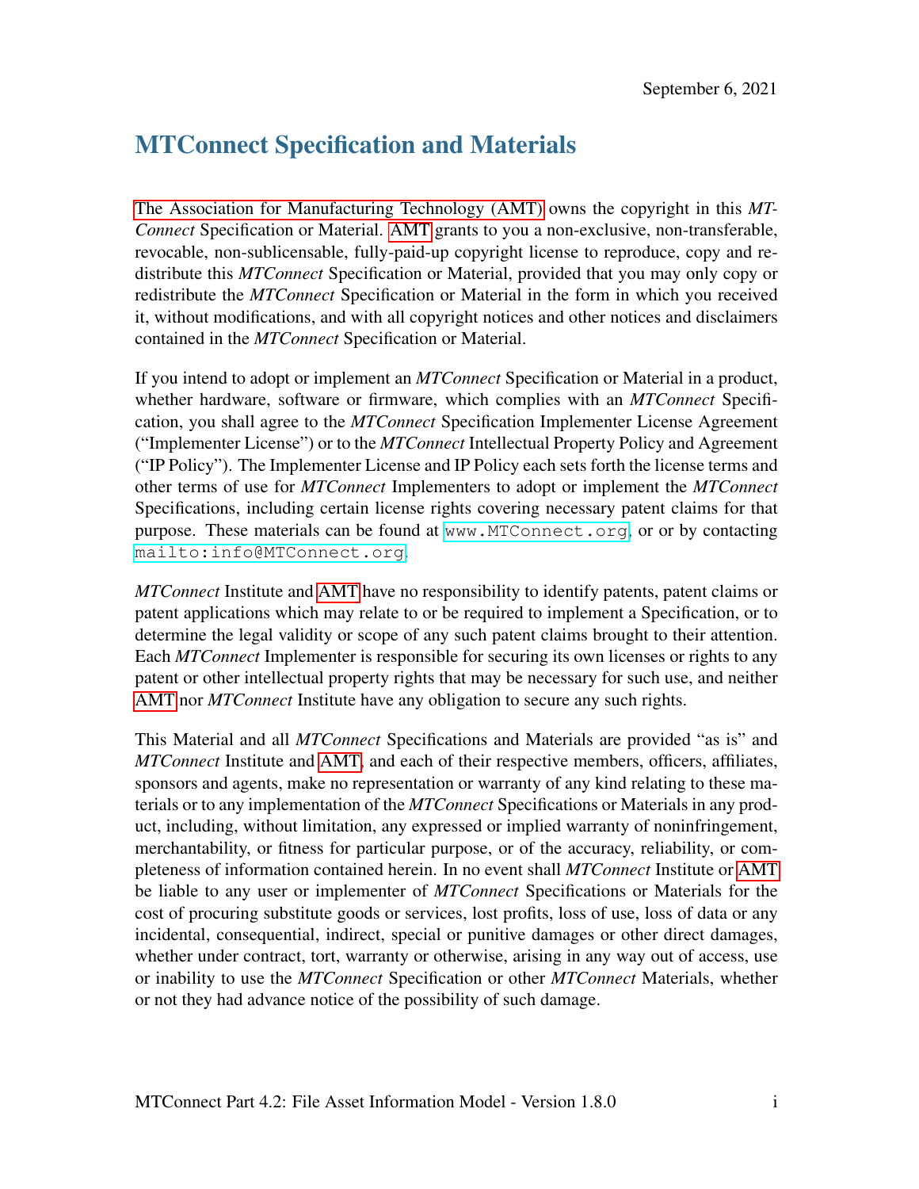September 6, 2021

# MTConnect Specification and Materials

The Association for Manufacturing Technology (AMT) owns the copyright in this *MTConnect* Specification or Material. AMT grants to you a non-exclusive, non-transferable, revocable, non-sublicensable, fully-paid-up copyright license to reproduce, copy and redistribute this *MTConnect* Specification or Material, provided that you may only copy or redistribute the *MTConnect* Specification or Material in the form in which you received it, without modifications, and with all copyright notices and other notices and disclaimers contained in the *MTConnect* Specification or Material.

If you intend to adopt or implement an *MTConnect* Specification or Material in a product, whether hardware, software or firmware, which complies with an *MTConnect* Specification, you shall agree to the *MTConnect* Specification Implementer License Agreement ("Implementer License") or to the *MTConnect* Intellectual Property Policy and Agreement ("IP Policy"). The Implementer License and IP Policy each sets forth the license terms and other terms of use for *MTConnect* Implementers to adopt or implement the *MTConnect* Specifications, including certain license rights covering necessary patent claims for that purpose. These materials can be found at `www.MTConnect.org`, or or by contacting `mailto:info@MTConnect.org`.

*MTConnect* Institute and AMT have no responsibility to identify patents, patent claims or patent applications which may relate to or be required to implement a Specification, or to determine the legal validity or scope of any such patent claims brought to their attention. Each *MTConnect* Implementer is responsible for securing its own licenses or rights to any patent or other intellectual property rights that may be necessary for such use, and neither AMT nor *MTConnect* Institute have any obligation to secure any such rights.

This Material and all *MTConnect* Specifications and Materials are provided "as is" and *MTConnect* Institute and AMT, and each of their respective members, officers, affiliates, sponsors and agents, make no representation or warranty of any kind relating to these materials or to any implementation of the *MTConnect* Specifications or Materials in any product, including, without limitation, any expressed or implied warranty of noninfringement, merchantability, or fitness for particular purpose, or of the accuracy, reliability, or completeness of information contained herein. In no event shall *MTConnect* Institute or AMT be liable to any user or implementer of *MTConnect* Specifications or Materials for the cost of procuring substitute goods or services, lost profits, loss of use, loss of data or any incidental, consequential, indirect, special or punitive damages or other direct damages, whether under contract, tort, warranty or otherwise, arising in any way out of access, use or inability to use the *MTConnect* Specification or other *MTConnect* Materials, whether or not they had advance notice of the possibility of such damage.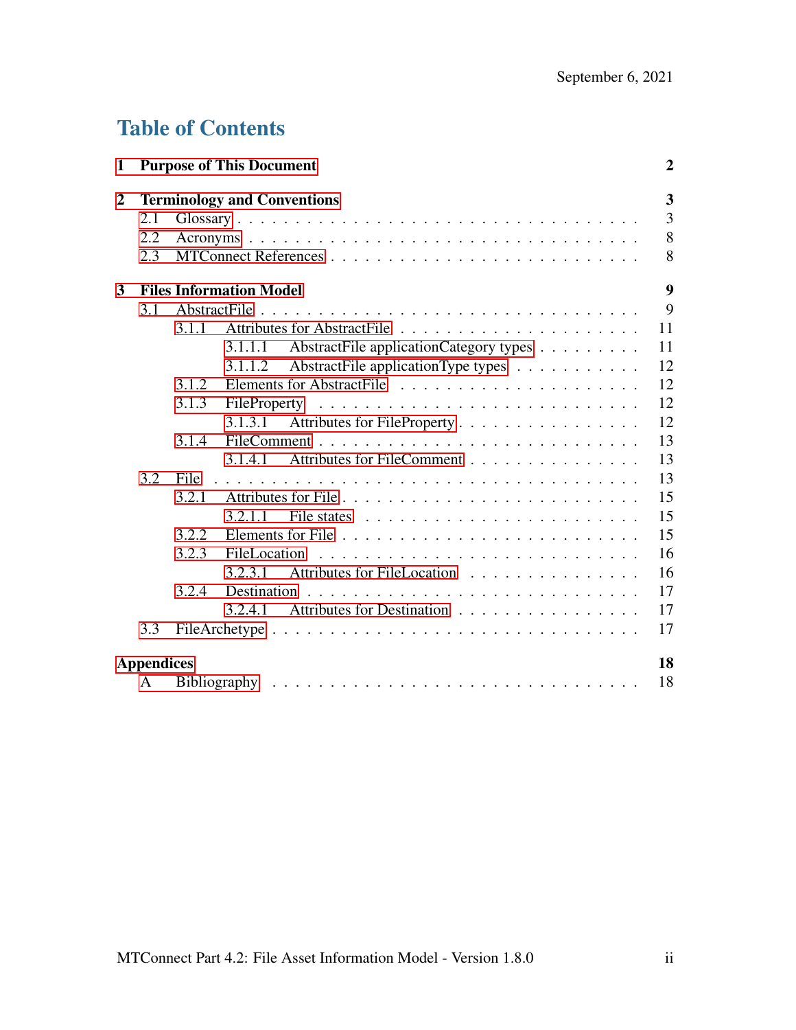# Table of Contents

**1 Purpose of This Document** **2**

**2 Terminology and Conventions** **3**

- 2.1 Glossary . . . . . . . . . . . 3
- 2.2 Acronyms . . . . . . . . . . . 8
- 2.3 MTConnect References . . . . . . . . . . . 8

**3 Files Information Model** **9**

- 3.1 AbstractFile . . . . . . . . . . . 9
  - 3.1.1 Attributes for AbstractFile . . . . . . . . . . . 11
    - 3.1.1.1 AbstractFile applicationCategory types . . . . . . . . . . . 11
    - 3.1.1.2 AbstractFile applicationType types . . . . . . . . . . . 12
  - 3.1.2 Elements for AbstractFile . . . . . . . . . . . 12
  - 3.1.3 FileProperty . . . . . . . . . . . 12
    - 3.1.3.1 Attributes for FileProperty . . . . . . . . . . . 12
  - 3.1.4 FileComment . . . . . . . . . . . 13
    - 3.1.4.1 Attributes for FileComment . . . . . . . . . . . 13
- 3.2 File . . . . . . . . . . . 13
  - 3.2.1 Attributes for File . . . . . . . . . . . 15
    - 3.2.1.1 File states . . . . . . . . . . . 15
  - 3.2.2 Elements for File . . . . . . . . . . . 15
  - 3.2.3 FileLocation . . . . . . . . . . . 16
    - 3.2.3.1 Attributes for FileLocation . . . . . . . . . . . 16
  - 3.2.4 Destination . . . . . . . . . . . 17
    - 3.2.4.1 Attributes for Destination . . . . . . . . . . . 17
- 3.3 FileArchetype . . . . . . . . . . . 17

**Appendices** **18**

- A Bibliography . . . . . . . . . . . 18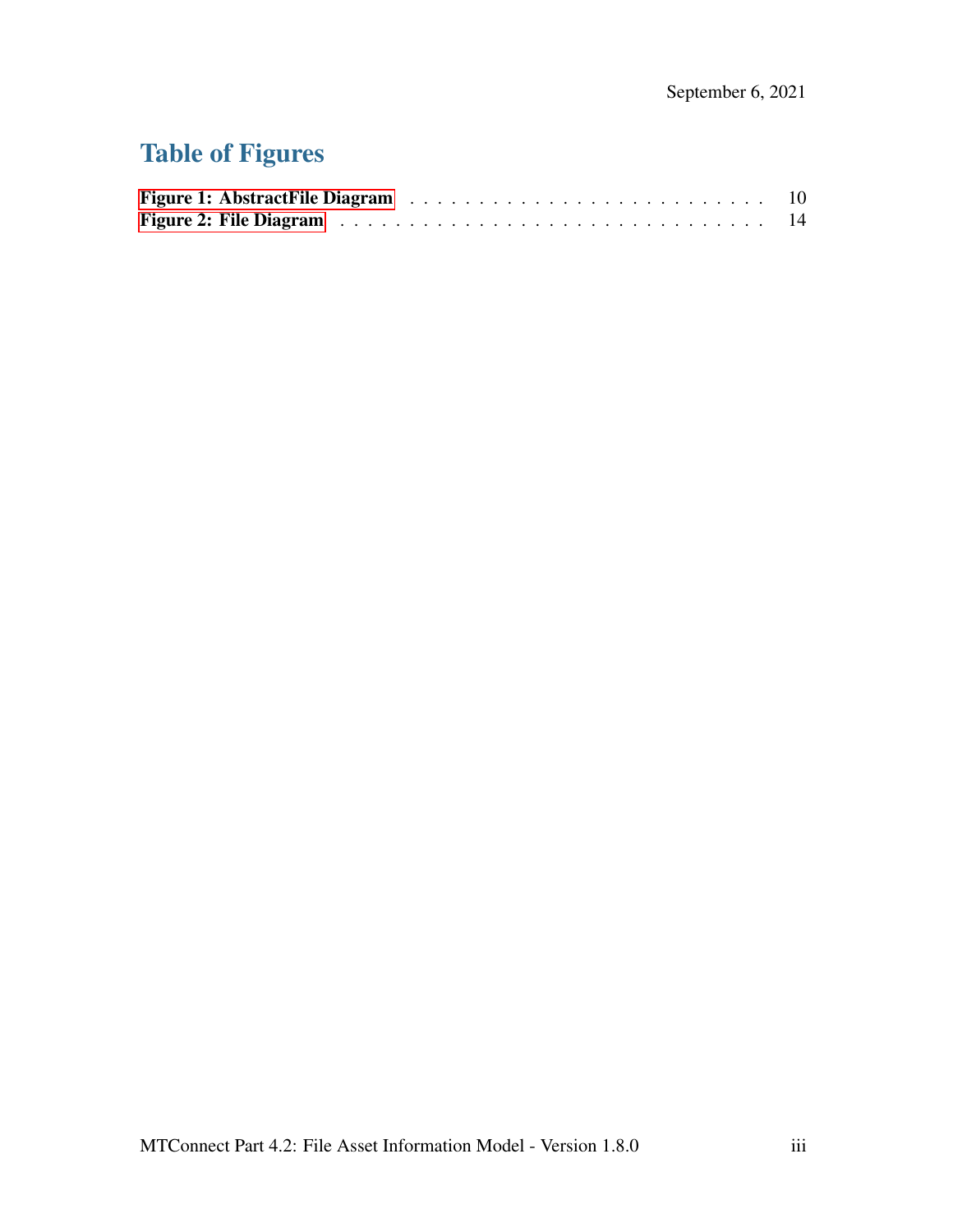# Table of Figures

Figure 1: AbstractFile Diagram . . . . . . . . . . . . . . . . . . . . . . . . . . 10
Figure 2: File Diagram . . . . . . . . . . . . . . . . . . . . . . . . . . . . . . 14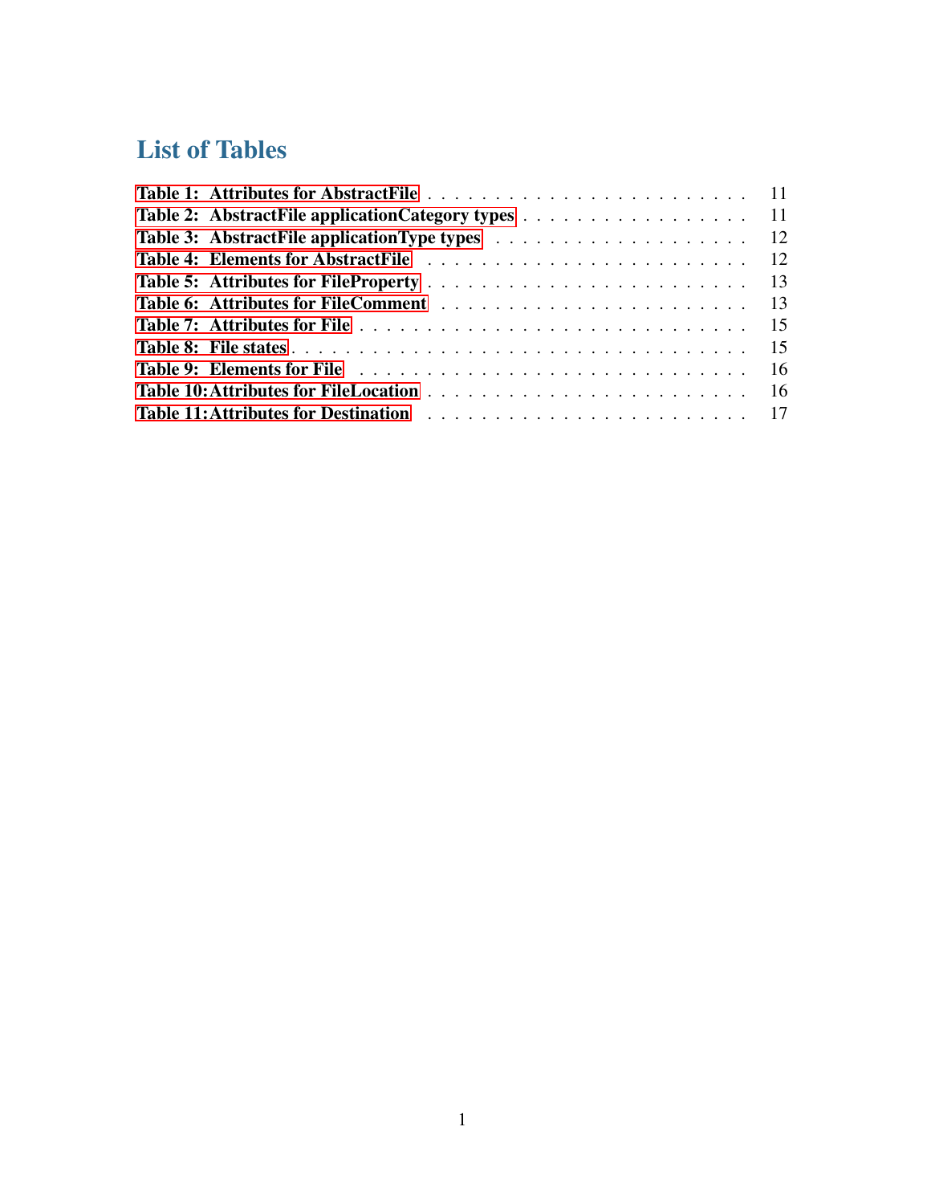# List of Tables

| | |
|---|---|
| Table 1: Attributes for AbstractFile | 11 |
| Table 2: AbstractFile applicationCategory types | 11 |
| Table 3: AbstractFile applicationType types | 12 |
| Table 4: Elements for AbstractFile | 12 |
| Table 5: Attributes for FileProperty | 13 |
| Table 6: Attributes for FileComment | 13 |
| Table 7: Attributes for File | 15 |
| Table 8: File states | 15 |
| Table 9: Elements for File | 16 |
| Table 10: Attributes for FileLocation | 16 |
| Table 11: Attributes for Destination | 17 |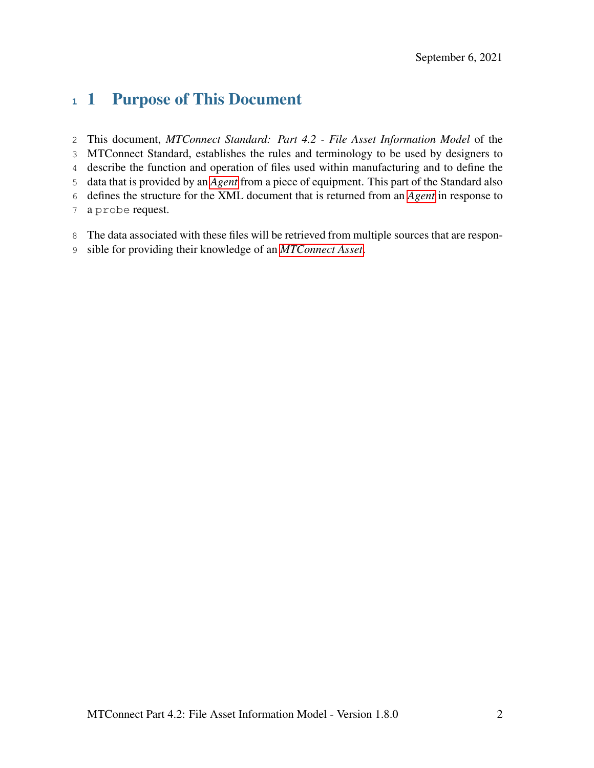# 1 Purpose of This Document

This document, *MTConnect Standard: Part 4.2 - File Asset Information Model* of the MTConnect Standard, establishes the rules and terminology to be used by designers to describe the function and operation of files used within manufacturing and to define the data that is provided by an *Agent* from a piece of equipment. This part of the Standard also defines the structure for the XML document that is returned from an *Agent* in response to a `probe` request.

The data associated with these files will be retrieved from multiple sources that are responsible for providing their knowledge of an *MTConnect Asset*.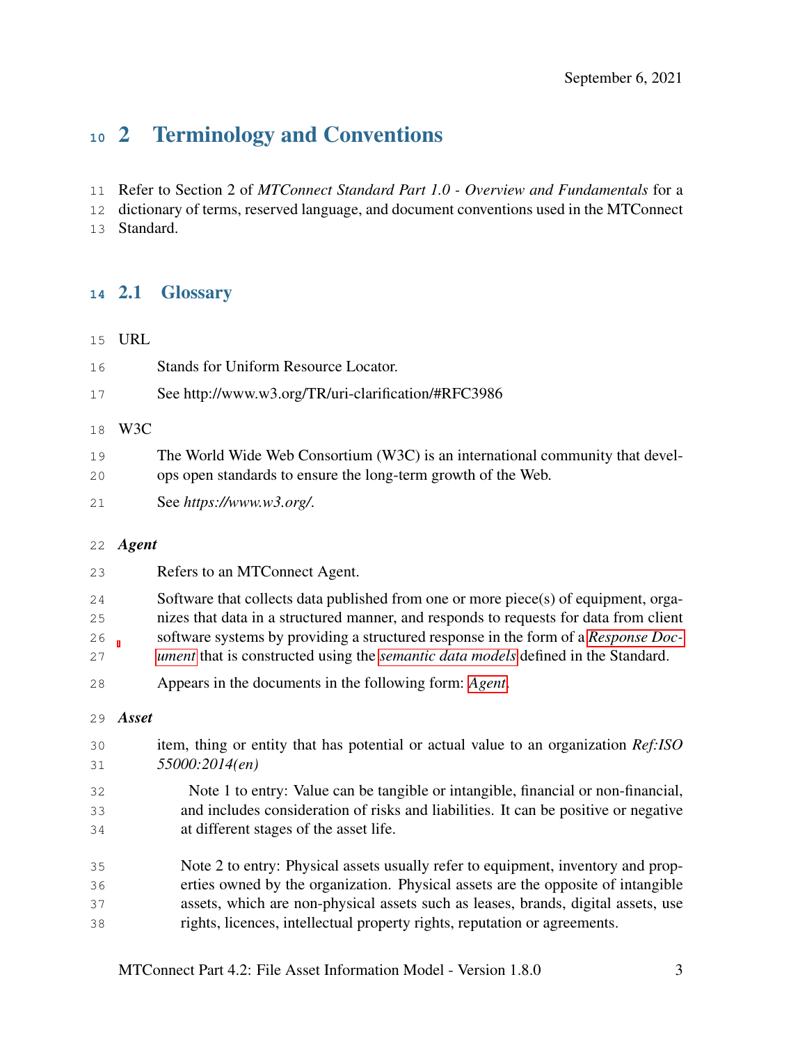# 2 Terminology and Conventions

Refer to Section 2 of *MTConnect Standard Part 1.0 - Overview and Fundamentals* for a dictionary of terms, reserved language, and document conventions used in the MTConnect Standard.

## 2.1 Glossary

URL

> Stands for Uniform Resource Locator.
>
> See http://www.w3.org/TR/uri-clarification/#RFC3986

W3C

> The World Wide Web Consortium (W3C) is an international community that develops open standards to ensure the long-term growth of the Web.
>
> See *https://www.w3.org/*.

***Agent***

> Refers to an MTConnect Agent.
>
> Software that collects data published from one or more piece(s) of equipment, organizes that data in a structured manner, and responds to requests for data from client software systems by providing a structured response in the form of a *Response Document* that is constructed using the *semantic data models* defined in the Standard.
>
> Appears in the documents in the following form: *Agent*.

***Asset***

> item, thing or entity that has potential or actual value to an organization *Ref:ISO 55000:2014(en)*
>
> > Note 1 to entry: Value can be tangible or intangible, financial or non-financial, and includes consideration of risks and liabilities. It can be positive or negative at different stages of the asset life.
> >
> > Note 2 to entry: Physical assets usually refer to equipment, inventory and properties owned by the organization. Physical assets are the opposite of intangible assets, which are non-physical assets such as leases, brands, digital assets, use rights, licences, intellectual property rights, reputation or agreements.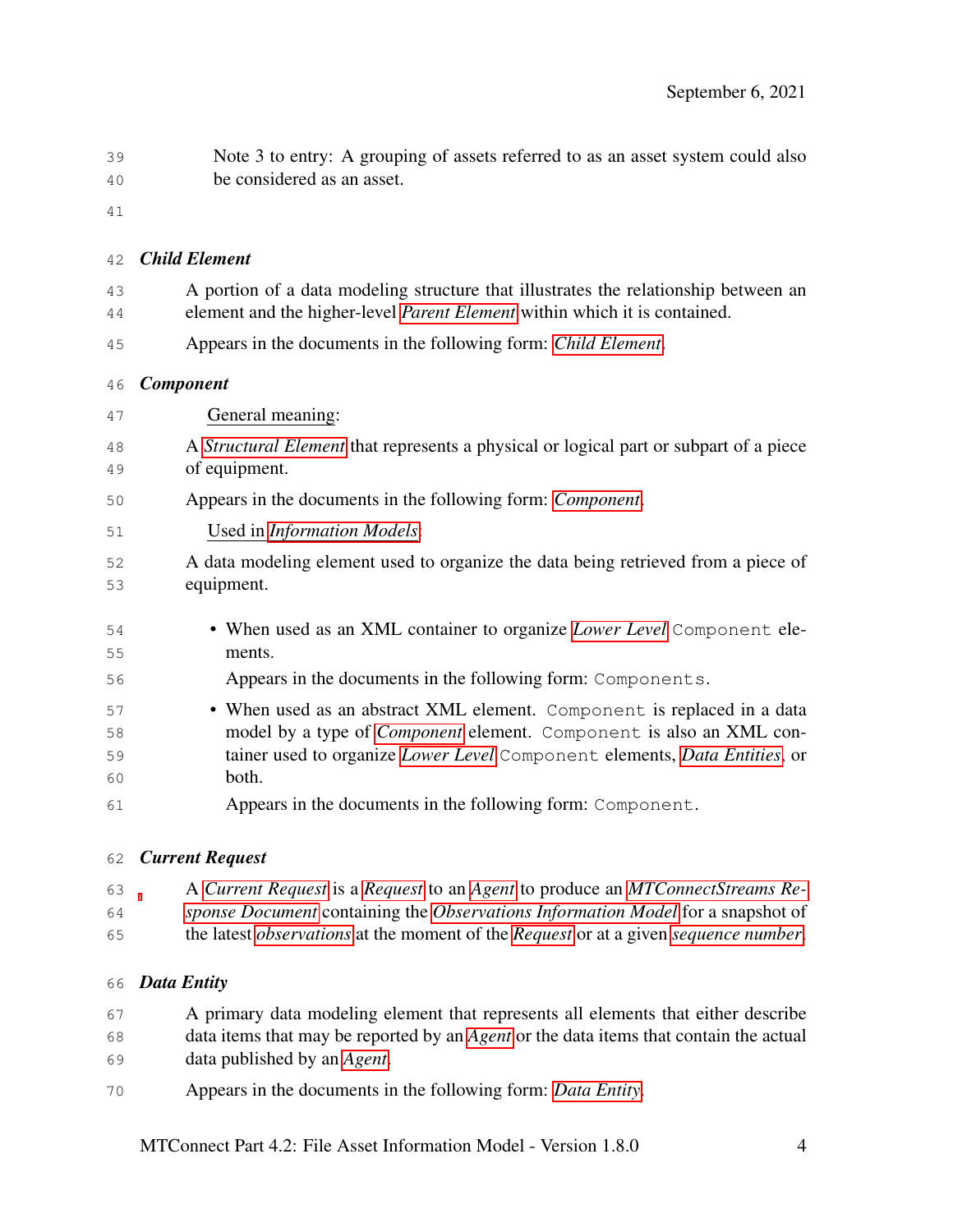Note 3 to entry: A grouping of assets referred to as an asset system could also be considered as an asset.

***Child Element***

A portion of a data modeling structure that illustrates the relationship between an element and the higher-level *Parent Element* within which it is contained.

Appears in the documents in the following form: *Child Element*.

***Component***

General meaning:

A *Structural Element* that represents a physical or logical part or subpart of a piece of equipment.

Appears in the documents in the following form: *Component*.

Used in *Information Models*:

A data modeling element used to organize the data being retrieved from a piece of equipment.

- When used as an XML container to organize *Lower Level* `Component` elements.

  Appears in the documents in the following form: `Components`.

- When used as an abstract XML element. `Component` is replaced in a data model by a type of *Component* element. `Component` is also an XML container used to organize *Lower Level* `Component` elements, *Data Entities*, or both.

  Appears in the documents in the following form: `Component`.

***Current Request***

A *Current Request* is a *Request* to an *Agent* to produce an *MTConnectStreams Response Document* containing the *Observations Information Model* for a snapshot of the latest *observations* at the moment of the *Request* or at a given *sequence number*.

***Data Entity***

A primary data modeling element that represents all elements that either describe data items that may be reported by an *Agent* or the data items that contain the actual data published by an *Agent*.

Appears in the documents in the following form: *Data Entity*.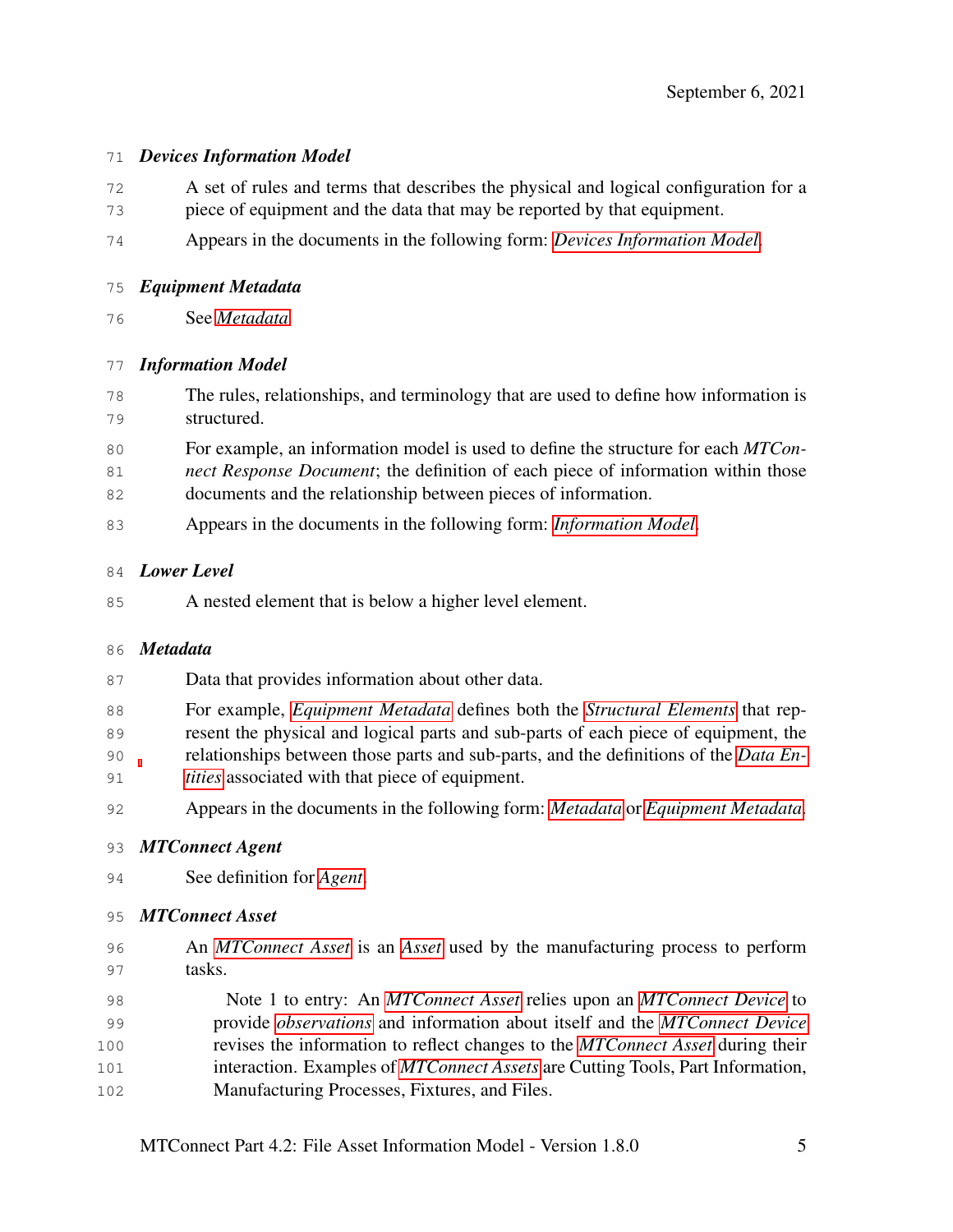***Devices Information Model***

A set of rules and terms that describes the physical and logical configuration for a piece of equipment and the data that may be reported by that equipment.

Appears in the documents in the following form: *Devices Information Model*.

***Equipment Metadata***

See *Metadata*

***Information Model***

The rules, relationships, and terminology that are used to define how information is structured.

For example, an information model is used to define the structure for each *MTConnect Response Document*; the definition of each piece of information within those documents and the relationship between pieces of information.

Appears in the documents in the following form: *Information Model*.

***Lower Level***

A nested element that is below a higher level element.

***Metadata***

Data that provides information about other data.

For example, *Equipment Metadata* defines both the *Structural Elements* that represent the physical and logical parts and sub-parts of each piece of equipment, the relationships between those parts and sub-parts, and the definitions of the *Data Entities* associated with that piece of equipment.

Appears in the documents in the following form: *Metadata* or *Equipment Metadata*.

***MTConnect Agent***

See definition for *Agent*.

***MTConnect Asset***

An *MTConnect Asset* is an *Asset* used by the manufacturing process to perform tasks.

> Note 1 to entry: An *MTConnect Asset* relies upon an *MTConnect Device* to provide *observations* and information about itself and the *MTConnect Device* revises the information to reflect changes to the *MTConnect Asset* during their interaction. Examples of *MTConnect Assets* are Cutting Tools, Part Information, Manufacturing Processes, Fixtures, and Files.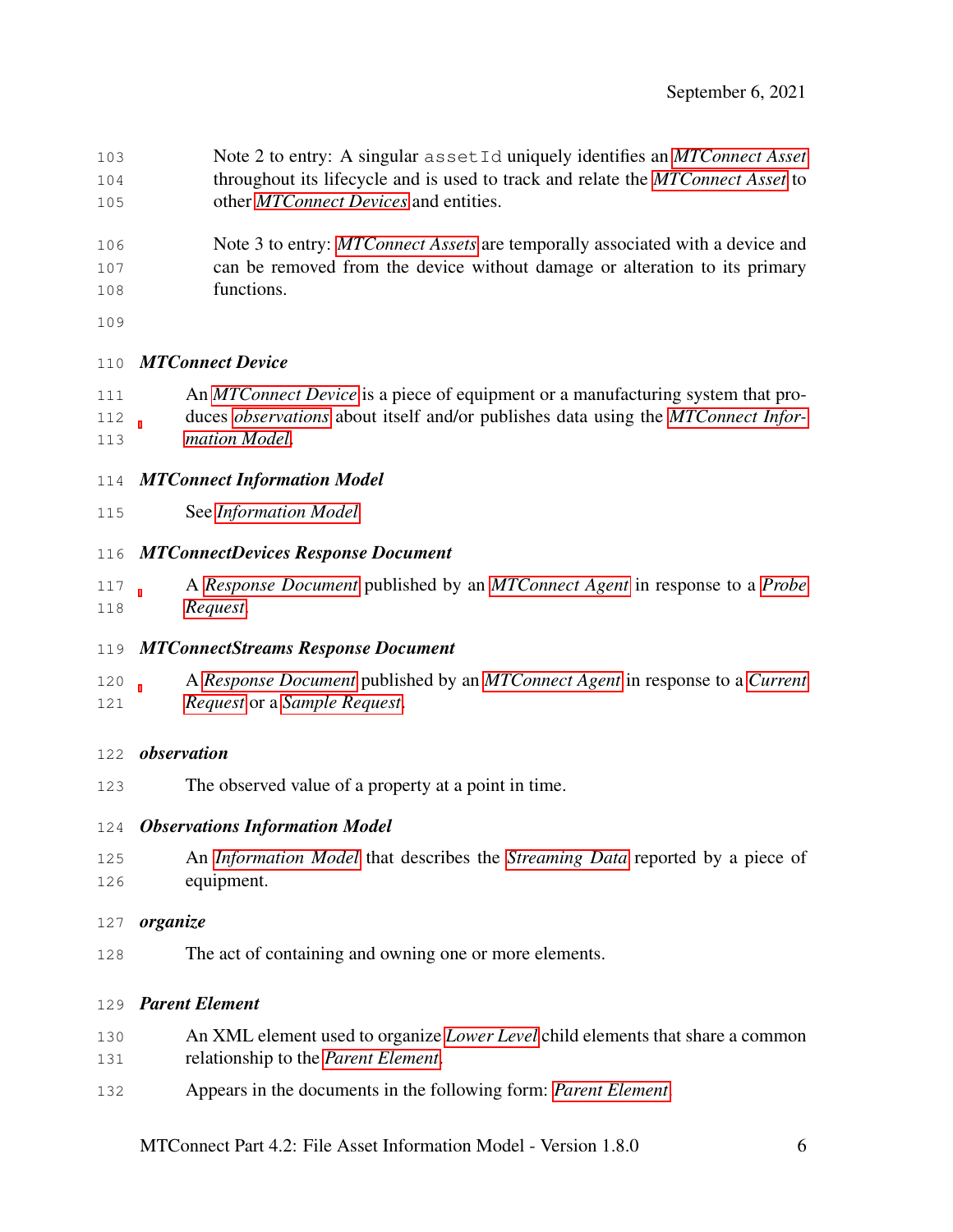Note 2 to entry: A singular `assetId` uniquely identifies an *MTConnect Asset* throughout its lifecycle and is used to track and relate the *MTConnect Asset* to other *MTConnect Devices* and entities.

Note 3 to entry: *MTConnect Assets* are temporally associated with a device and can be removed from the device without damage or alteration to its primary functions.

***MTConnect Device***

An *MTConnect Device* is a piece of equipment or a manufacturing system that produces *observations* about itself and/or publishes data using the *MTConnect Information Model*.

***MTConnect Information Model***

See *Information Model*.

***MTConnectDevices Response Document***

A *Response Document* published by an *MTConnect Agent* in response to a *Probe Request*.

***MTConnectStreams Response Document***

A *Response Document* published by an *MTConnect Agent* in response to a *Current Request* or a *Sample Request*.

***observation***

The observed value of a property at a point in time.

***Observations Information Model***

An *Information Model* that describes the *Streaming Data* reported by a piece of equipment.

***organize***

The act of containing and owning one or more elements.

***Parent Element***

An XML element used to organize *Lower Level* child elements that share a common relationship to the *Parent Element*.

Appears in the documents in the following form: *Parent Element*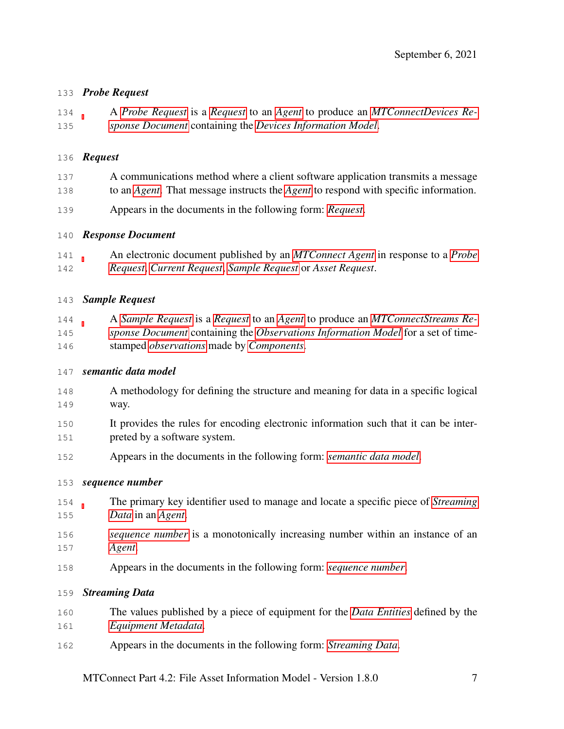***Probe Request***

A *Probe Request* is a *Request* to an *Agent* to produce an *MTConnectDevices Response Document* containing the *Devices Information Model*.

***Request***

A communications method where a client software application transmits a message to an *Agent*. That message instructs the *Agent* to respond with specific information.

Appears in the documents in the following form: *Request*.

***Response Document***

An electronic document published by an *MTConnect Agent* in response to a *Probe Request*, *Current Request*, *Sample Request* or *Asset Request*.

***Sample Request***

A *Sample Request* is a *Request* to an *Agent* to produce an *MTConnectStreams Response Document* containing the *Observations Information Model* for a set of timestamped *observations* made by *Components*.

***semantic data model***

A methodology for defining the structure and meaning for data in a specific logical way.

It provides the rules for encoding electronic information such that it can be interpreted by a software system.

Appears in the documents in the following form: *semantic data model*.

***sequence number***

The primary key identifier used to manage and locate a specific piece of *Streaming Data* in an *Agent*.

*sequence number* is a monotonically increasing number within an instance of an *Agent*.

Appears in the documents in the following form: *sequence number*.

***Streaming Data***

The values published by a piece of equipment for the *Data Entities* defined by the *Equipment Metadata*.

Appears in the documents in the following form: *Streaming Data*.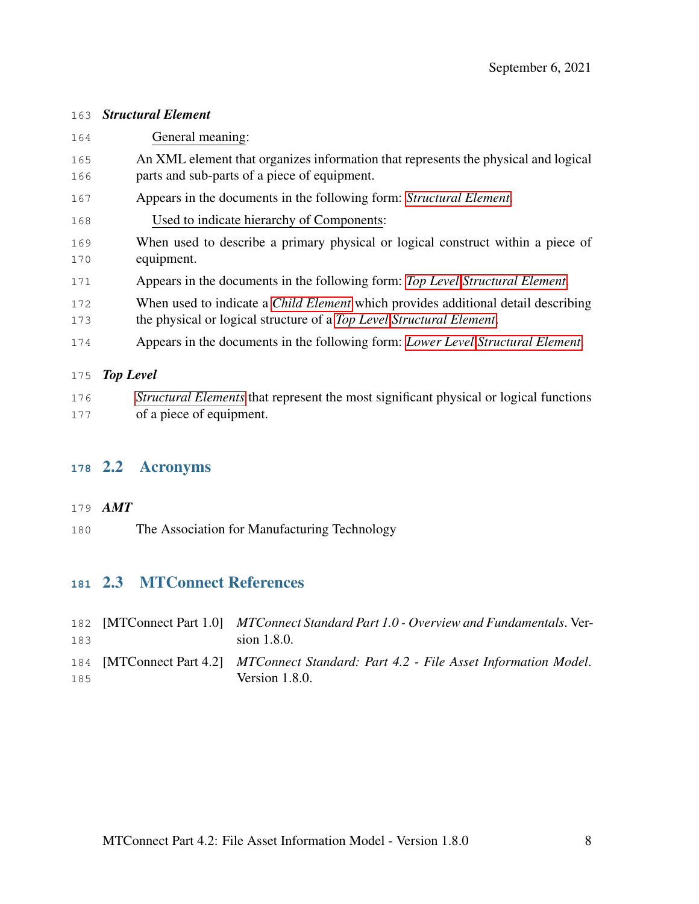***Structural Element***

General meaning:

An XML element that organizes information that represents the physical and logical parts and sub-parts of a piece of equipment.

Appears in the documents in the following form: *Structural Element*.

Used to indicate hierarchy of Components:

When used to describe a primary physical or logical construct within a piece of equipment.

Appears in the documents in the following form: *Top Level Structural Element*.

When used to indicate a *Child Element* which provides additional detail describing the physical or logical structure of a *Top Level Structural Element*.

Appears in the documents in the following form: *Lower Level Structural Element*.

***Top Level***

*Structural Elements* that represent the most significant physical or logical functions of a piece of equipment.

## 2.2 Acronyms

***AMT***

The Association for Manufacturing Technology

## 2.3 MTConnect References

[MTConnect Part 1.0] *MTConnect Standard Part 1.0 - Overview and Fundamentals*. Version 1.8.0.

[MTConnect Part 4.2] *MTConnect Standard: Part 4.2 - File Asset Information Model*. Version 1.8.0.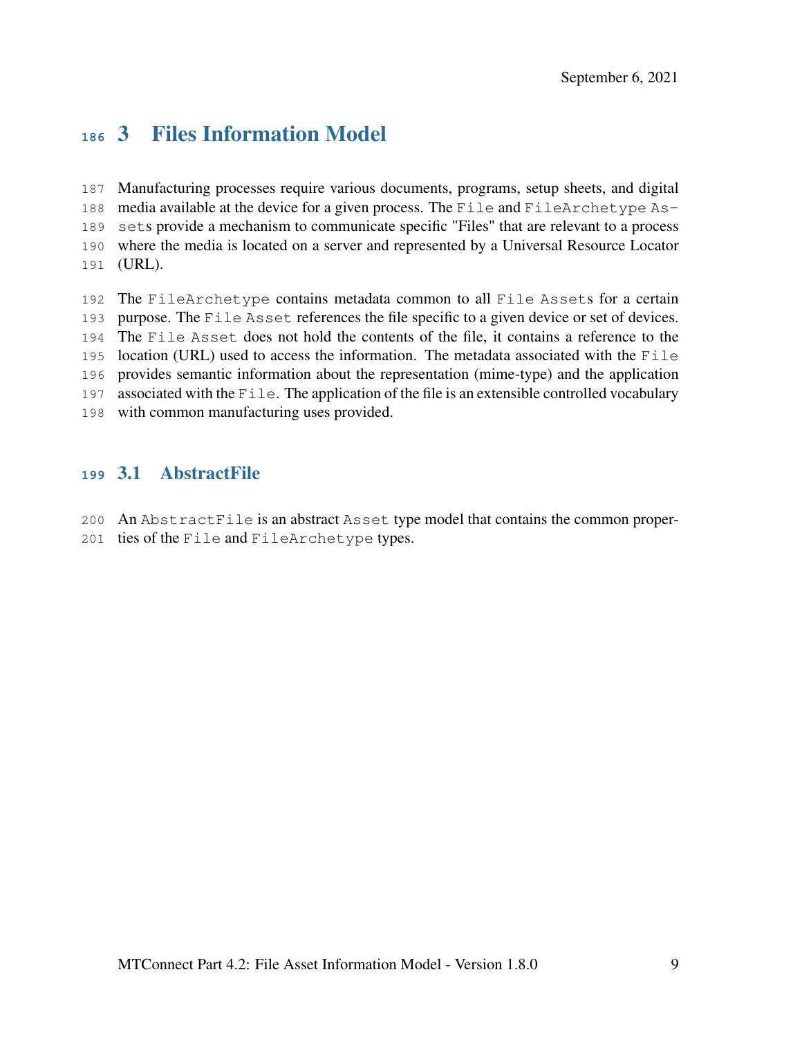# 3 Files Information Model

Manufacturing processes require various documents, programs, setup sheets, and digital media available at the device for a given process. The `File` and `FileArchetype` `Assets` provide a mechanism to communicate specific "Files" that are relevant to a process where the media is located on a server and represented by a Universal Resource Locator (URL).

The `FileArchetype` contains metadata common to all `File Assets` for a certain purpose. The `File Asset` references the file specific to a given device or set of devices. The `File Asset` does not hold the contents of the file, it contains a reference to the location (URL) used to access the information. The metadata associated with the `File` provides semantic information about the representation (mime-type) and the application associated with the `File`. The application of the file is an extensible controlled vocabulary with common manufacturing uses provided.

## 3.1 AbstractFile

An `AbstractFile` is an abstract `Asset` type model that contains the common properties of the `File` and `FileArchetype` types.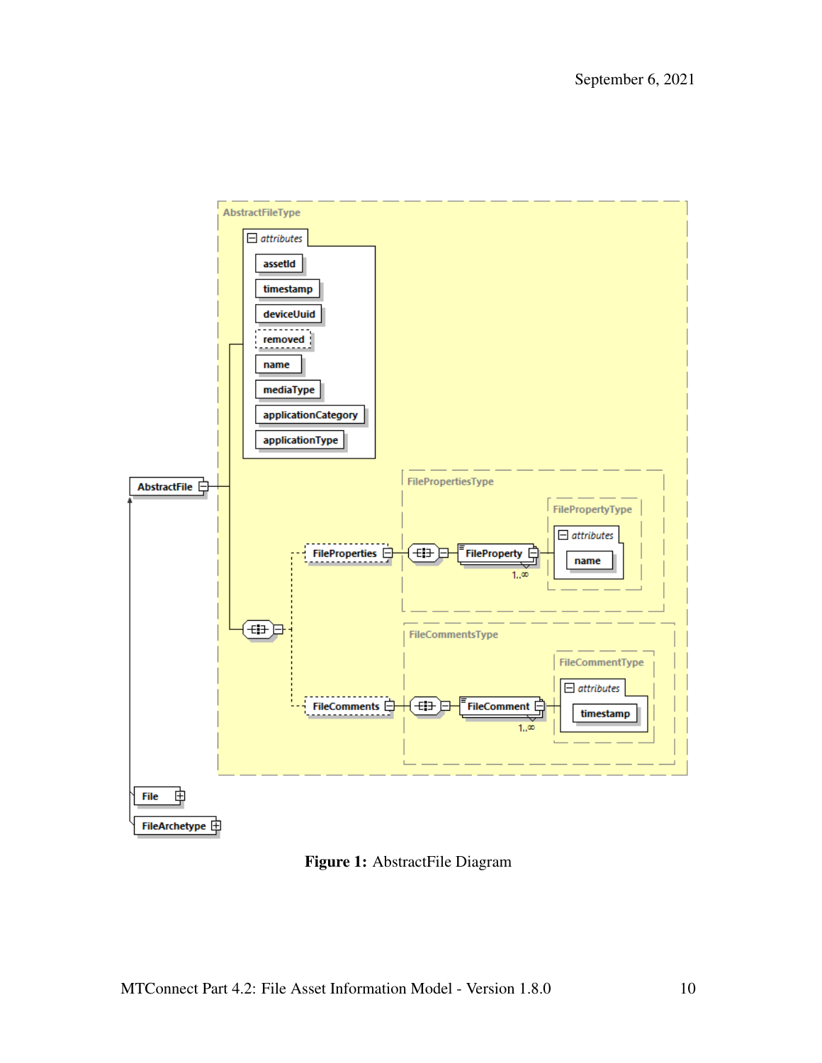Figure 1: AbstractFile Diagram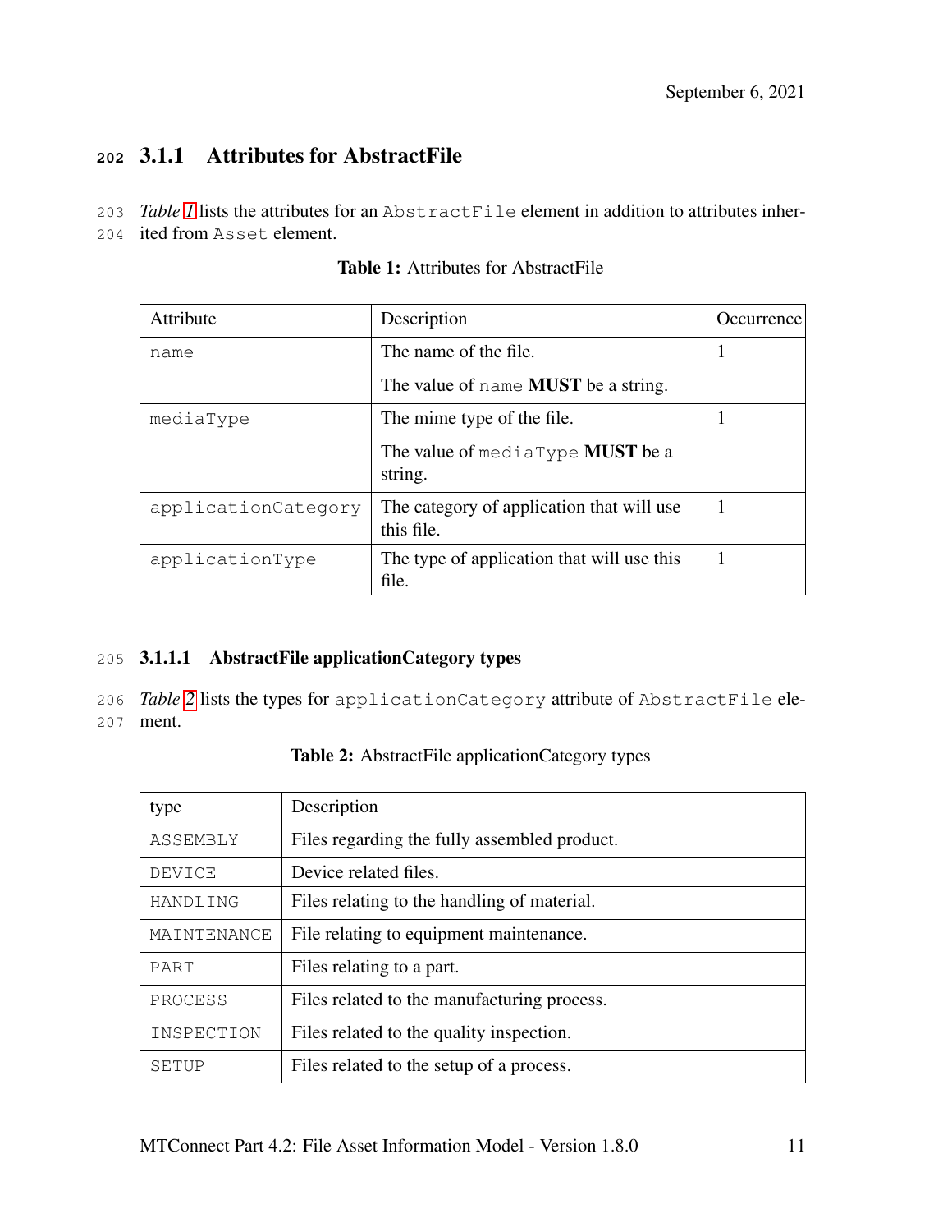### 3.1.1 Attributes for AbstractFile

*Table 1* lists the attributes for an `AbstractFile` element in addition to attributes inherited from `Asset` element.

**Table 1:** Attributes for AbstractFile

| Attribute | Description | Occurrence |
|---|---|---|
| `name` | The name of the file.<br><br>The value of `name` **MUST** be a string. | 1 |
| `mediaType` | The mime type of the file.<br><br>The value of `mediaType` **MUST** be a string. | 1 |
| `applicationCategory` | The category of application that will use this file. | 1 |
| `applicationType` | The type of application that will use this file. | 1 |

#### 3.1.1.1 AbstractFile applicationCategory types

*Table 2* lists the types for `applicationCategory` attribute of `AbstractFile` element.

**Table 2:** AbstractFile applicationCategory types

| type | Description |
|---|---|
| `ASSEMBLY` | Files regarding the fully assembled product. |
| `DEVICE` | Device related files. |
| `HANDLING` | Files relating to the handling of material. |
| `MAINTENANCE` | File relating to equipment maintenance. |
| `PART` | Files relating to a part. |
| `PROCESS` | Files related to the manufacturing process. |
| `INSPECTION` | Files related to the quality inspection. |
| `SETUP` | Files related to the setup of a process. |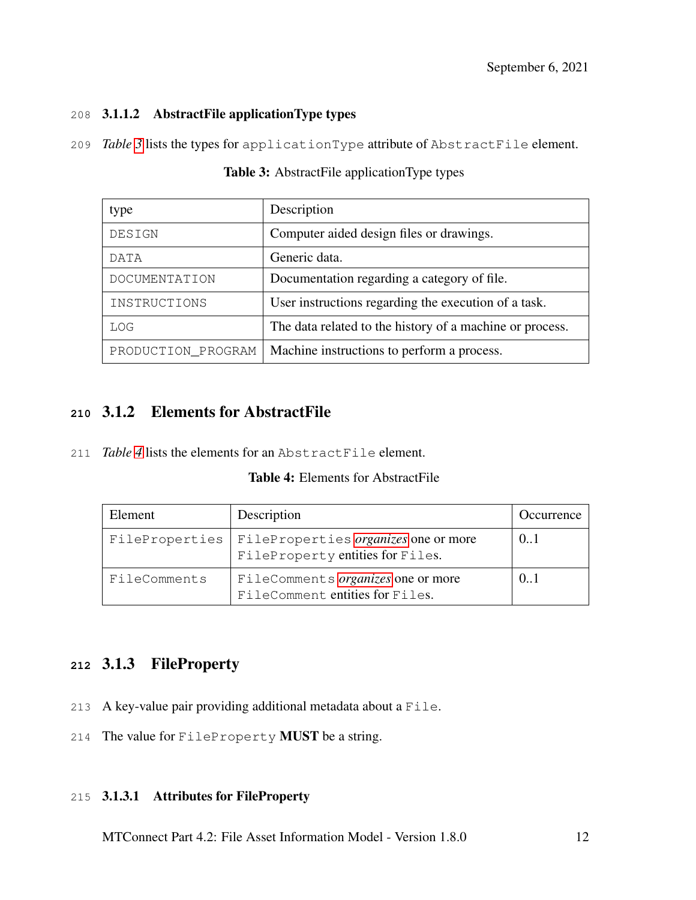#### 3.1.1.2 AbstractFile applicationType types

*Table 3* lists the types for `applicationType` attribute of `AbstractFile` element.

**Table 3:** AbstractFile applicationType types

| type | Description |
|---|---|
| `DESIGN` | Computer aided design files or drawings. |
| `DATA` | Generic data. |
| `DOCUMENTATION` | Documentation regarding a category of file. |
| `INSTRUCTIONS` | User instructions regarding the execution of a task. |
| `LOG` | The data related to the history of a machine or process. |
| `PRODUCTION_PROGRAM` | Machine instructions to perform a process. |

### 3.1.2 Elements for AbstractFile

*Table 4* lists the elements for an `AbstractFile` element.

**Table 4:** Elements for AbstractFile

| Element | Description | Occurrence |
|---|---|---|
| `FileProperties` | `FileProperties` *organizes* one or more `FileProperty` entities for `Files`. | 0..1 |
| `FileComments` | `FileComments` *organizes* one or more `FileComment` entities for `Files`. | 0..1 |

### 3.1.3 FileProperty

A key-value pair providing additional metadata about a `File`.

The value for `FileProperty` **MUST** be a string.

#### 3.1.3.1 Attributes for FileProperty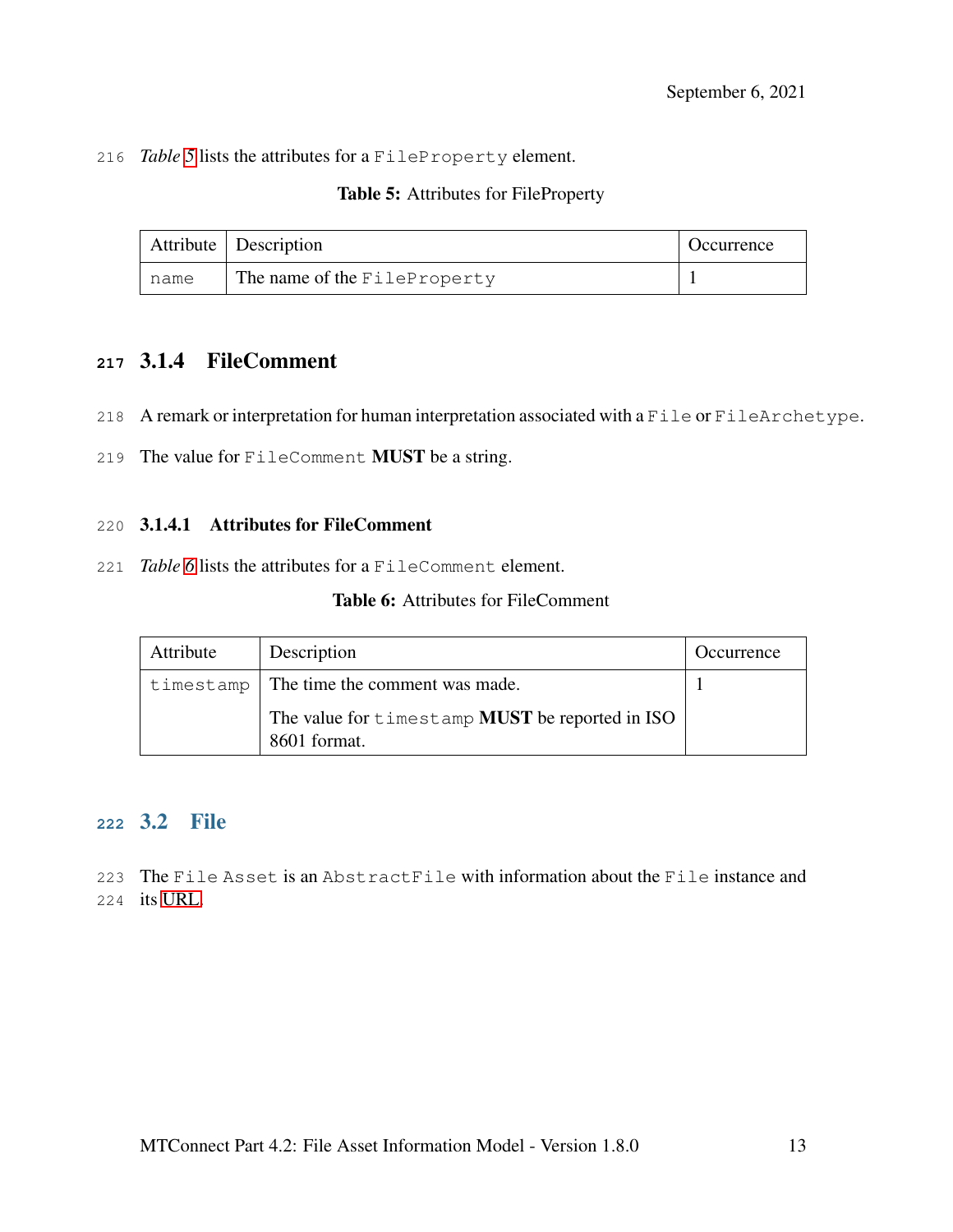*Table 5* lists the attributes for a FileProperty element.

**Table 5:** Attributes for FileProperty

| Attribute | Description | Occurrence |
|---|---|---|
| name | The name of the FileProperty | 1 |

### 3.1.4 FileComment

A remark or interpretation for human interpretation associated with a File or FileArchetype.

The value for FileComment **MUST** be a string.

#### 3.1.4.1 Attributes for FileComment

*Table 6* lists the attributes for a FileComment element.

**Table 6:** Attributes for FileComment

| Attribute | Description | Occurrence |
|---|---|---|
| timestamp | The time the comment was made.<br><br>The value for timestamp **MUST** be reported in ISO 8601 format. | 1 |

## 3.2 File

The File Asset is an AbstractFile with information about the File instance and its URL.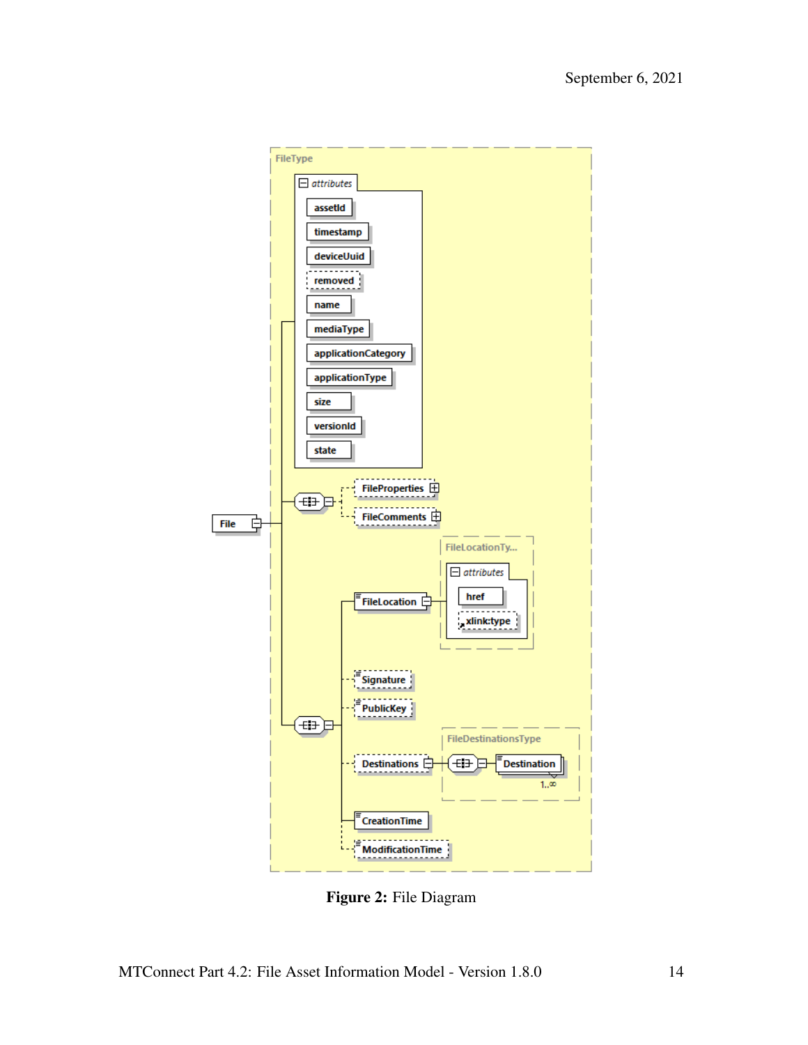Figure 2: File Diagram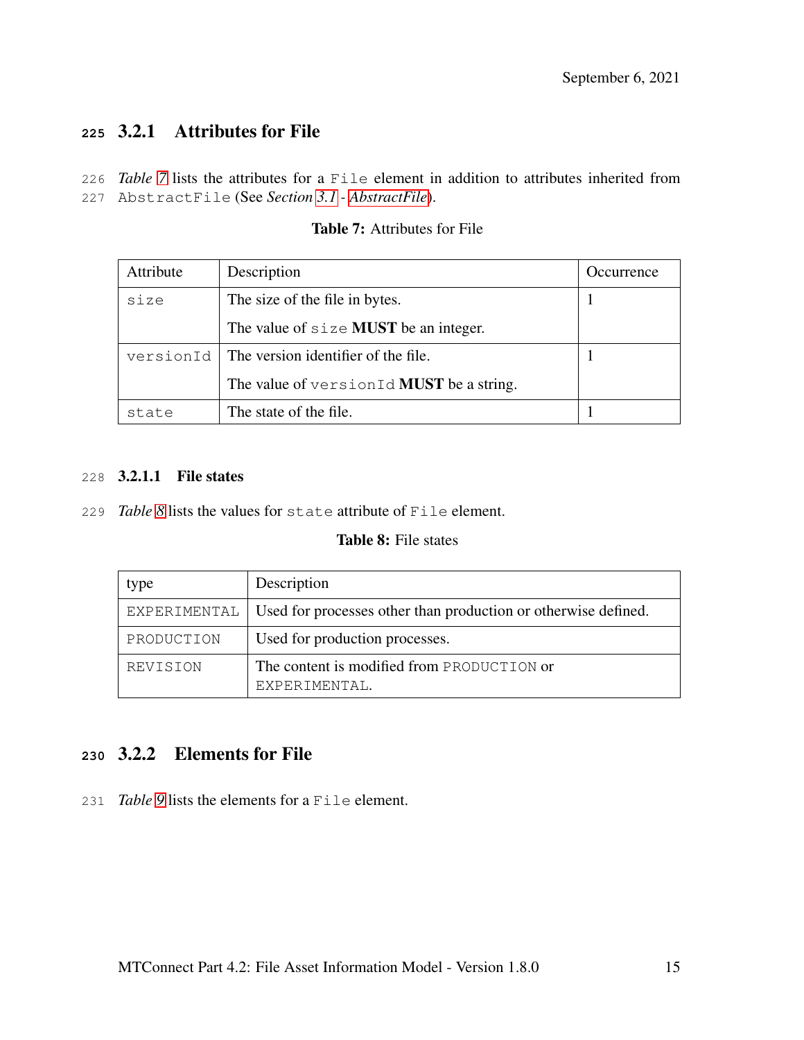### 3.2.1 Attributes for File

*Table 7* lists the attributes for a `File` element in addition to attributes inherited from `AbstractFile` (See *Section 3.1 - AbstractFile*).

**Table 7:** Attributes for File

| Attribute | Description | Occurrence |
|---|---|---|
| `size` | The size of the file in bytes.<br><br>The value of `size` **MUST** be an integer. | 1 |
| `versionId` | The version identifier of the file.<br><br>The value of `versionId` **MUST** be a string. | 1 |
| `state` | The state of the file. | 1 |

#### 3.2.1.1 File states

*Table 8* lists the values for `state` attribute of `File` element.

**Table 8:** File states

| type | Description |
|---|---|
| `EXPERIMENTAL` | Used for processes other than production or otherwise defined. |
| `PRODUCTION` | Used for production processes. |
| `REVISION` | The content is modified from `PRODUCTION` or `EXPERIMENTAL`. |

### 3.2.2 Elements for File

*Table 9* lists the elements for a `File` element.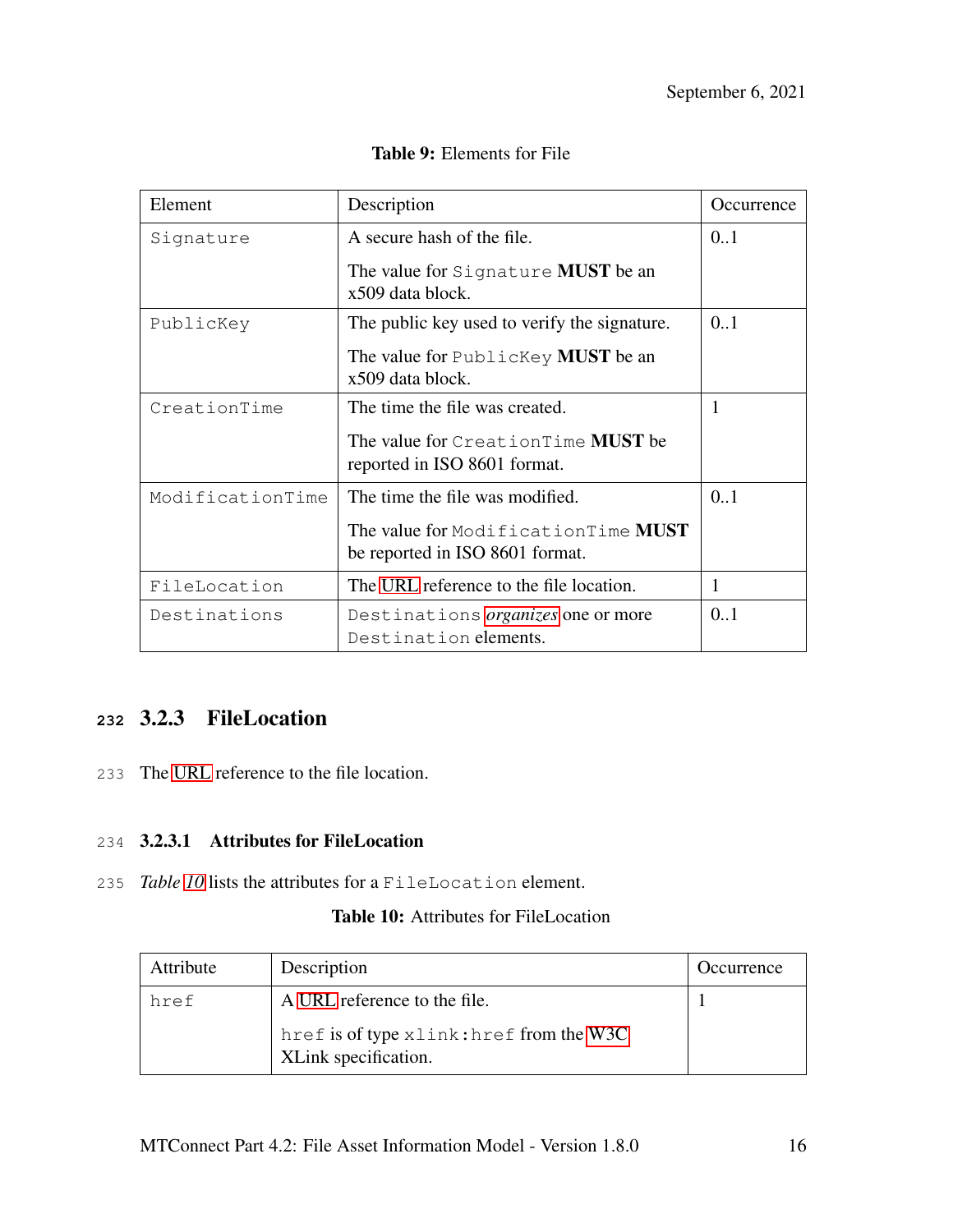**Table 9:** Elements for File

| Element | Description | Occurrence |
|---|---|---|
| `Signature` | A secure hash of the file. The value for `Signature` **MUST** be an x509 data block. | 0..1 |
| `PublicKey` | The public key used to verify the signature. The value for `PublicKey` **MUST** be an x509 data block. | 0..1 |
| `CreationTime` | The time the file was created. The value for `CreationTime` **MUST** be reported in ISO 8601 format. | 1 |
| `ModificationTime` | The time the file was modified. The value for `ModificationTime` **MUST** be reported in ISO 8601 format. | 0..1 |
| `FileLocation` | The URL reference to the file location. | 1 |
| `Destinations` | `Destinations` *organizes* one or more `Destination` elements. | 0..1 |

### 3.2.3 FileLocation

The URL reference to the file location.

#### 3.2.3.1 Attributes for FileLocation

*Table 10* lists the attributes for a `FileLocation` element.

**Table 10:** Attributes for FileLocation

| Attribute | Description | Occurrence |
|---|---|---|
| `href` | A URL reference to the file. `href` is of type `xlink:href` from the W3C XLink specification. | 1 |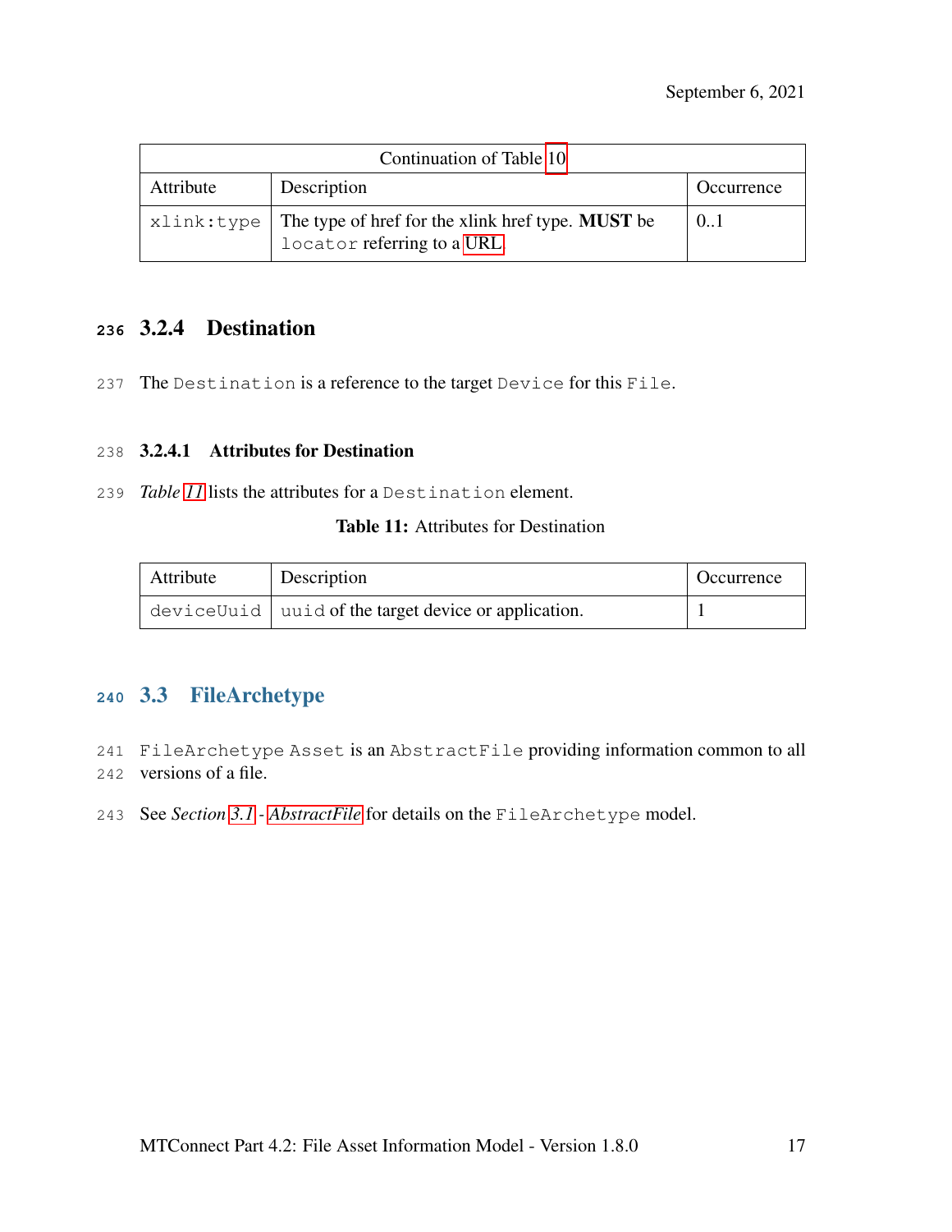| Continuation of Table 10 | | |
|---|---|---|
| Attribute | Description | Occurrence |
| `xlink:type` | The type of href for the xlink href type. **MUST** be `locator` referring to a URL | 0..1 |

### 3.2.4 Destination

The `Destination` is a reference to the target `Device` for this `File`.

#### 3.2.4.1 Attributes for Destination

*Table 11* lists the attributes for a `Destination` element.

**Table 11:** Attributes for Destination

| Attribute | Description | Occurrence |
|---|---|---|
| `deviceUuid` | `uuid` of the target device or application. | 1 |

## 3.3 FileArchetype

`FileArchetype Asset` is an `AbstractFile` providing information common to all versions of a file.

See *Section 3.1 - AbstractFile* for details on the `FileArchetype` model.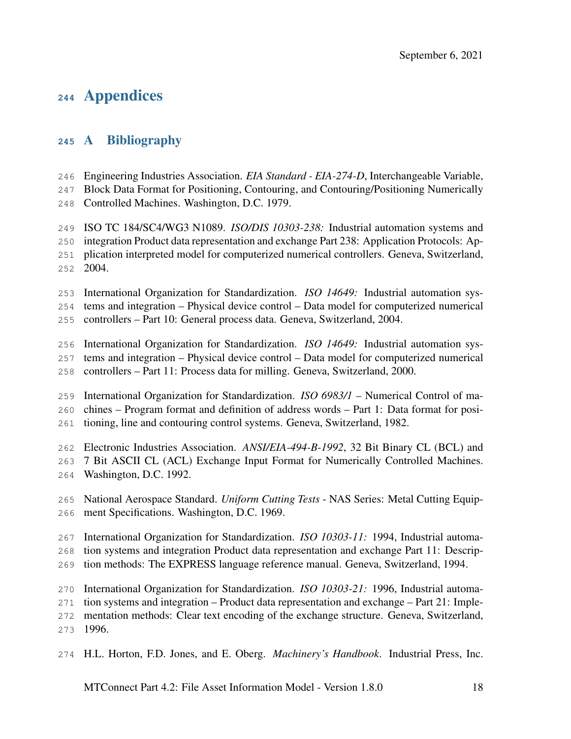# Appendices

## A Bibliography

Engineering Industries Association. *EIA Standard - EIA-274-D*, Interchangeable Variable, Block Data Format for Positioning, Contouring, and Contouring/Positioning Numerically Controlled Machines. Washington, D.C. 1979.

ISO TC 184/SC4/WG3 N1089. *ISO/DIS 10303-238:* Industrial automation systems and integration Product data representation and exchange Part 238: Application Protocols: Application interpreted model for computerized numerical controllers. Geneva, Switzerland, 2004.

International Organization for Standardization. *ISO 14649:* Industrial automation systems and integration – Physical device control – Data model for computerized numerical controllers – Part 10: General process data. Geneva, Switzerland, 2004.

International Organization for Standardization. *ISO 14649:* Industrial automation systems and integration – Physical device control – Data model for computerized numerical controllers – Part 11: Process data for milling. Geneva, Switzerland, 2000.

International Organization for Standardization. *ISO 6983/1* – Numerical Control of machines – Program format and definition of address words – Part 1: Data format for positioning, line and contouring control systems. Geneva, Switzerland, 1982.

Electronic Industries Association. *ANSI/EIA-494-B-1992*, 32 Bit Binary CL (BCL) and 7 Bit ASCII CL (ACL) Exchange Input Format for Numerically Controlled Machines. Washington, D.C. 1992.

National Aerospace Standard. *Uniform Cutting Tests* - NAS Series: Metal Cutting Equipment Specifications. Washington, D.C. 1969.

International Organization for Standardization. *ISO 10303-11:* 1994, Industrial automation systems and integration Product data representation and exchange Part 11: Description methods: The EXPRESS language reference manual. Geneva, Switzerland, 1994.

International Organization for Standardization. *ISO 10303-21:* 1996, Industrial automation systems and integration – Product data representation and exchange – Part 21: Implementation methods: Clear text encoding of the exchange structure. Geneva, Switzerland, 1996.

H.L. Horton, F.D. Jones, and E. Oberg. *Machinery's Handbook*. Industrial Press, Inc.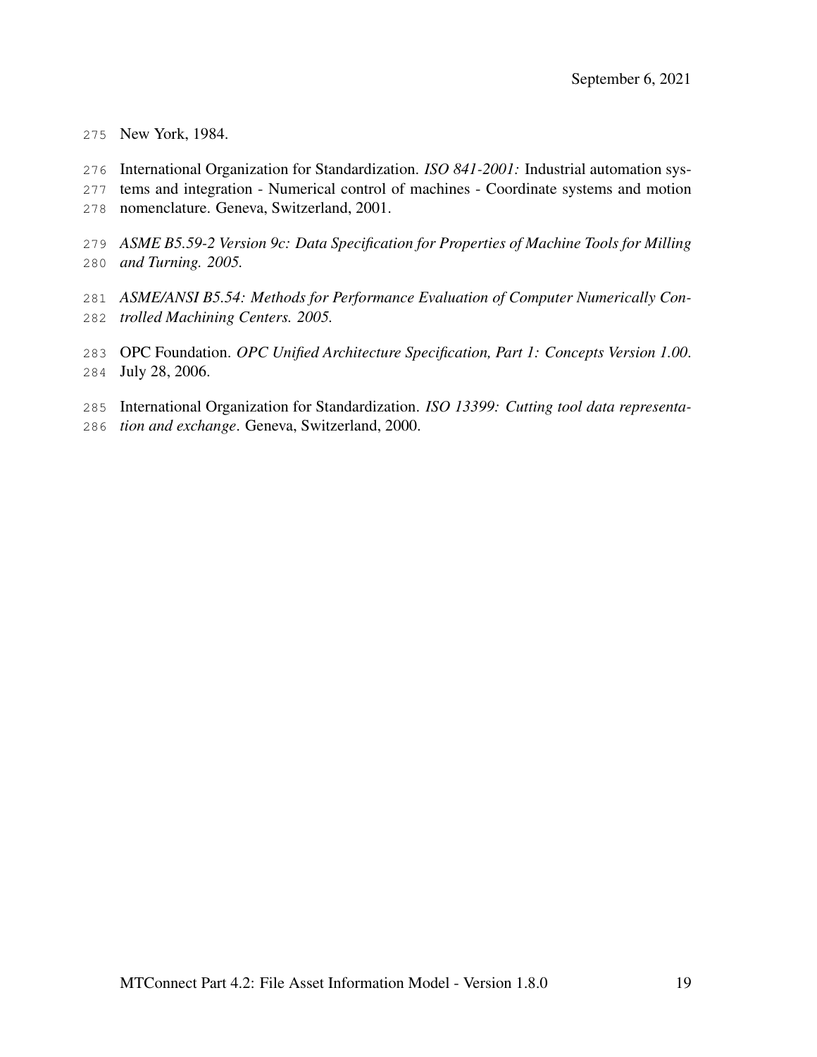New York, 1984.

International Organization for Standardization. *ISO 841-2001:* Industrial automation systems and integration - Numerical control of machines - Coordinate systems and motion nomenclature. Geneva, Switzerland, 2001.

*ASME B5.59-2 Version 9c: Data Specification for Properties of Machine Tools for Milling and Turning. 2005.*

*ASME/ANSI B5.54: Methods for Performance Evaluation of Computer Numerically Controlled Machining Centers. 2005.*

OPC Foundation. *OPC Unified Architecture Specification, Part 1: Concepts Version 1.00*. July 28, 2006.

International Organization for Standardization. *ISO 13399: Cutting tool data representation and exchange*. Geneva, Switzerland, 2000.